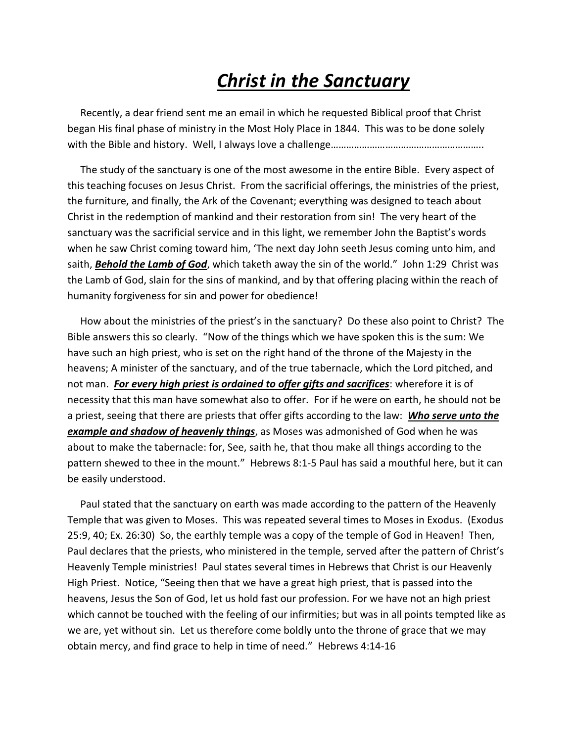# ***Christ in the Sanctuary***

Recently, a dear friend sent me an email in which he requested Biblical proof that Christ began His final phase of ministry in the Most Holy Place in 1844. This was to be done solely with the Bible and history. Well, I always love a challenge…………………………………………………..

The study of the sanctuary is one of the most awesome in the entire Bible. Every aspect of this teaching focuses on Jesus Christ. From the sacrificial offerings, the ministries of the priest, the furniture, and finally, the Ark of the Covenant; everything was designed to teach about Christ in the redemption of mankind and their restoration from sin! The very heart of the sanctuary was the sacrificial service and in this light, we remember John the Baptist's words when he saw Christ coming toward him, 'The next day John seeth Jesus coming unto him, and saith, ***<u>Behold the Lamb of God</u>***, which taketh away the sin of the world." John 1:29 Christ was the Lamb of God, slain for the sins of mankind, and by that offering placing within the reach of humanity forgiveness for sin and power for obedience!

How about the ministries of the priest's in the sanctuary? Do these also point to Christ? The Bible answers this so clearly. "Now of the things which we have spoken this is the sum: We have such an high priest, who is set on the right hand of the throne of the Majesty in the heavens; A minister of the sanctuary, and of the true tabernacle, which the Lord pitched, and not man. ***<u>For every high priest is ordained to offer gifts and sacrifices</u>***: wherefore it is of necessity that this man have somewhat also to offer. For if he were on earth, he should not be a priest, seeing that there are priests that offer gifts according to the law: ***<u>Who serve unto the example and shadow of heavenly things</u>***, as Moses was admonished of God when he was about to make the tabernacle: for, See, saith he, that thou make all things according to the pattern shewed to thee in the mount." Hebrews 8:1-5 Paul has said a mouthful here, but it can be easily understood.

Paul stated that the sanctuary on earth was made according to the pattern of the Heavenly Temple that was given to Moses. This was repeated several times to Moses in Exodus. (Exodus 25:9, 40; Ex. 26:30) So, the earthly temple was a copy of the temple of God in Heaven! Then, Paul declares that the priests, who ministered in the temple, served after the pattern of Christ's Heavenly Temple ministries! Paul states several times in Hebrews that Christ is our Heavenly High Priest. Notice, "Seeing then that we have a great high priest, that is passed into the heavens, Jesus the Son of God, let us hold fast our profession. For we have not an high priest which cannot be touched with the feeling of our infirmities; but was in all points tempted like as we are, yet without sin. Let us therefore come boldly unto the throne of grace that we may obtain mercy, and find grace to help in time of need." Hebrews 4:14-16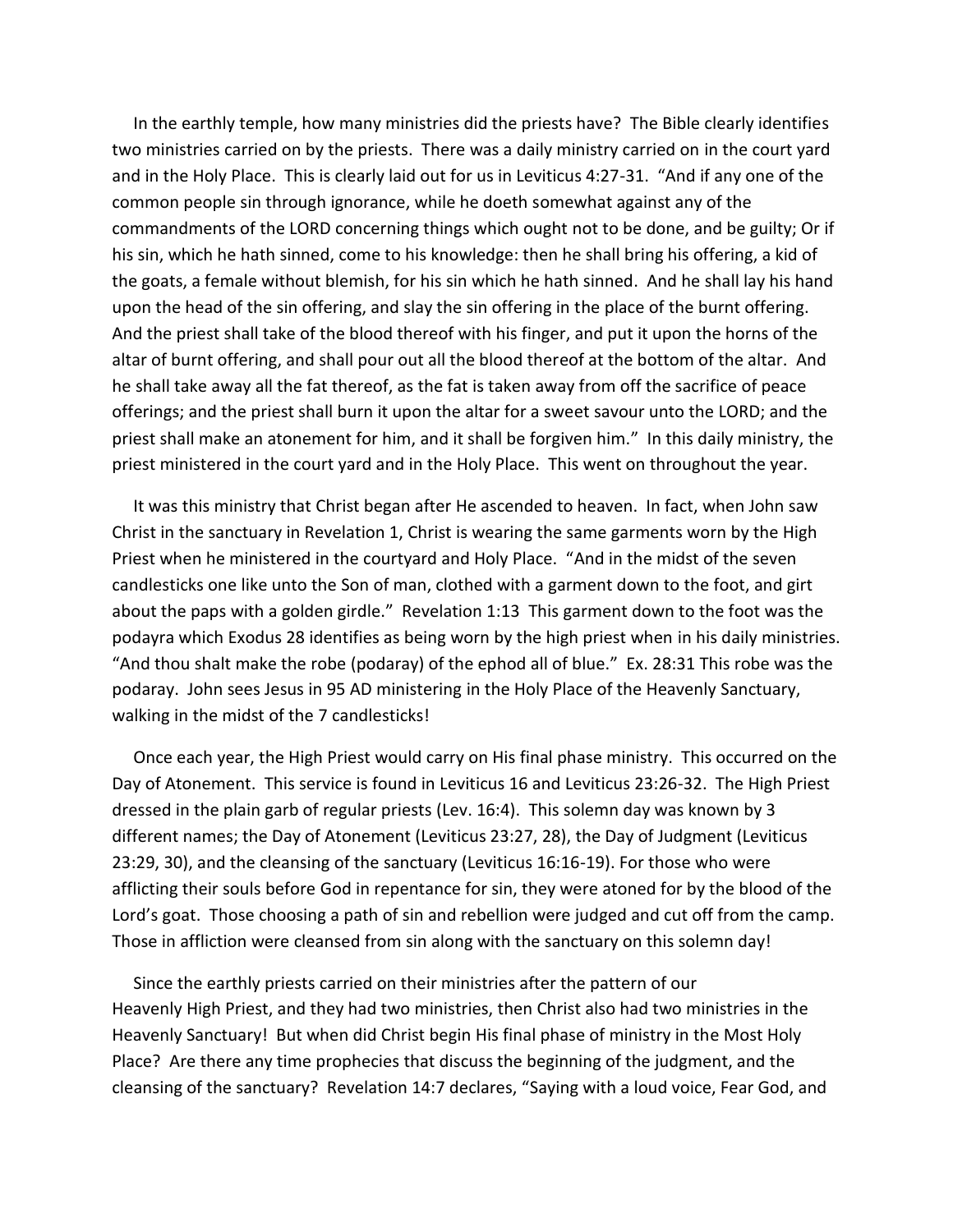In the earthly temple, how many ministries did the priests have? The Bible clearly identifies two ministries carried on by the priests. There was a daily ministry carried on in the court yard and in the Holy Place. This is clearly laid out for us in Leviticus 4:27-31. "And if any one of the common people sin through ignorance, while he doeth somewhat against any of the commandments of the LORD concerning things which ought not to be done, and be guilty; Or if his sin, which he hath sinned, come to his knowledge: then he shall bring his offering, a kid of the goats, a female without blemish, for his sin which he hath sinned. And he shall lay his hand upon the head of the sin offering, and slay the sin offering in the place of the burnt offering. And the priest shall take of the blood thereof with his finger, and put it upon the horns of the altar of burnt offering, and shall pour out all the blood thereof at the bottom of the altar. And he shall take away all the fat thereof, as the fat is taken away from off the sacrifice of peace offerings; and the priest shall burn it upon the altar for a sweet savour unto the LORD; and the priest shall make an atonement for him, and it shall be forgiven him." In this daily ministry, the priest ministered in the court yard and in the Holy Place. This went on throughout the year.

It was this ministry that Christ began after He ascended to heaven. In fact, when John saw Christ in the sanctuary in Revelation 1, Christ is wearing the same garments worn by the High Priest when he ministered in the courtyard and Holy Place. "And in the midst of the seven candlesticks one like unto the Son of man, clothed with a garment down to the foot, and girt about the paps with a golden girdle." Revelation 1:13 This garment down to the foot was the podayra which Exodus 28 identifies as being worn by the high priest when in his daily ministries. "And thou shalt make the robe (podaray) of the ephod all of blue." Ex. 28:31 This robe was the podaray. John sees Jesus in 95 AD ministering in the Holy Place of the Heavenly Sanctuary, walking in the midst of the 7 candlesticks!

Once each year, the High Priest would carry on His final phase ministry. This occurred on the Day of Atonement. This service is found in Leviticus 16 and Leviticus 23:26-32. The High Priest dressed in the plain garb of regular priests (Lev. 16:4). This solemn day was known by 3 different names; the Day of Atonement (Leviticus 23:27, 28), the Day of Judgment (Leviticus 23:29, 30), and the cleansing of the sanctuary (Leviticus 16:16-19). For those who were afflicting their souls before God in repentance for sin, they were atoned for by the blood of the Lord's goat. Those choosing a path of sin and rebellion were judged and cut off from the camp. Those in affliction were cleansed from sin along with the sanctuary on this solemn day!

Since the earthly priests carried on their ministries after the pattern of our Heavenly High Priest, and they had two ministries, then Christ also had two ministries in the Heavenly Sanctuary! But when did Christ begin His final phase of ministry in the Most Holy Place? Are there any time prophecies that discuss the beginning of the judgment, and the cleansing of the sanctuary? Revelation 14:7 declares, "Saying with a loud voice, Fear God, and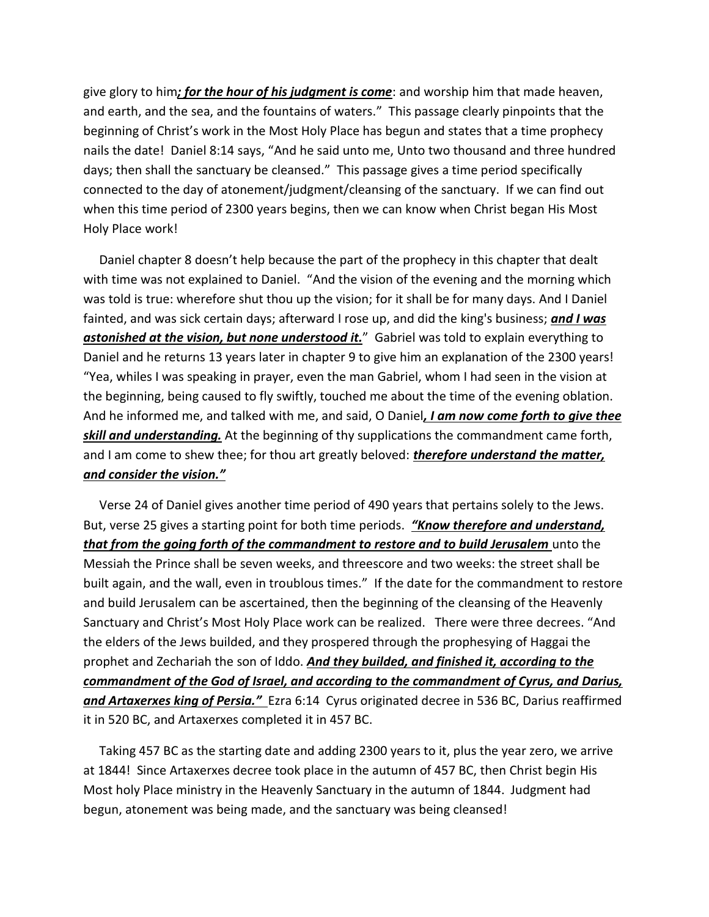give glory to him***; for the hour of his judgment is come***: and worship him that made heaven, and earth, and the sea, and the fountains of waters." This passage clearly pinpoints that the beginning of Christ's work in the Most Holy Place has begun and states that a time prophecy nails the date! Daniel 8:14 says, "And he said unto me, Unto two thousand and three hundred days; then shall the sanctuary be cleansed." This passage gives a time period specifically connected to the day of atonement/judgment/cleansing of the sanctuary. If we can find out when this time period of 2300 years begins, then we can know when Christ began His Most Holy Place work!

Daniel chapter 8 doesn't help because the part of the prophecy in this chapter that dealt with time was not explained to Daniel. "And the vision of the evening and the morning which was told is true: wherefore shut thou up the vision; for it shall be for many days. And I Daniel fainted, and was sick certain days; afterward I rose up, and did the king's business; ***and I was astonished at the vision, but none understood it.***" Gabriel was told to explain everything to Daniel and he returns 13 years later in chapter 9 to give him an explanation of the 2300 years! "Yea, whiles I was speaking in prayer, even the man Gabriel, whom I had seen in the vision at the beginning, being caused to fly swiftly, touched me about the time of the evening oblation. And he informed me, and talked with me, and said, O Daniel***, I am now come forth to give thee skill and understanding.*** At the beginning of thy supplications the commandment came forth, and I am come to shew thee; for thou art greatly beloved: ***therefore understand the matter, and consider the vision."***

Verse 24 of Daniel gives another time period of 490 years that pertains solely to the Jews. But, verse 25 gives a starting point for both time periods. ***"Know therefore and understand, that from the going forth of the commandment to restore and to build Jerusalem*** unto the Messiah the Prince shall be seven weeks, and threescore and two weeks: the street shall be built again, and the wall, even in troublous times." If the date for the commandment to restore and build Jerusalem can be ascertained, then the beginning of the cleansing of the Heavenly Sanctuary and Christ's Most Holy Place work can be realized. There were three decrees. "And the elders of the Jews builded, and they prospered through the prophesying of Haggai the prophet and Zechariah the son of Iddo. ***And they builded, and finished it, according to the commandment of the God of Israel, and according to the commandment of Cyrus, and Darius, and Artaxerxes king of Persia."*** Ezra 6:14 Cyrus originated decree in 536 BC, Darius reaffirmed it in 520 BC, and Artaxerxes completed it in 457 BC.

Taking 457 BC as the starting date and adding 2300 years to it, plus the year zero, we arrive at 1844! Since Artaxerxes decree took place in the autumn of 457 BC, then Christ begin His Most holy Place ministry in the Heavenly Sanctuary in the autumn of 1844. Judgment had begun, atonement was being made, and the sanctuary was being cleansed!